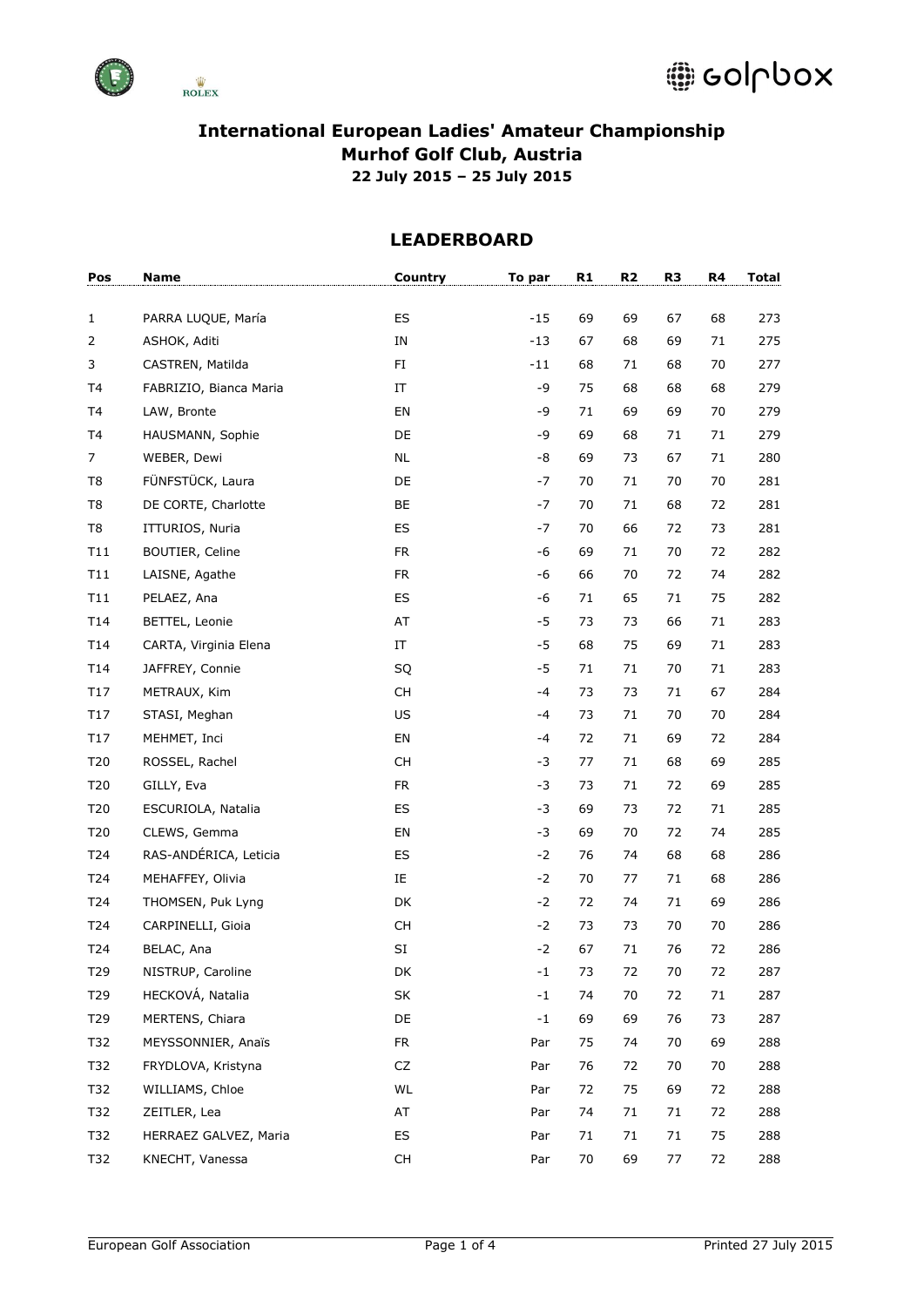# International European Ladies' Amateur Championship
## Murhof Golf Club, Austria
### 22 July 2015 – 25 July 2015

## LEADERBOARD

| Pos | Name | Country | To par | R1 | R2 | R3 | R4 | Total |
|---|---|---|---|---|---|---|---|---|
| 1 | PARRA LUQUE, María | ES | -15 | 69 | 69 | 67 | 68 | 273 |
| 2 | ASHOK, Aditi | IN | -13 | 67 | 68 | 69 | 71 | 275 |
| 3 | CASTREN, Matilda | FI | -11 | 68 | 71 | 68 | 70 | 277 |
| T4 | FABRIZIO, Bianca Maria | IT | -9 | 75 | 68 | 68 | 68 | 279 |
| T4 | LAW, Bronte | EN | -9 | 71 | 69 | 69 | 70 | 279 |
| T4 | HAUSMANN, Sophie | DE | -9 | 69 | 68 | 71 | 71 | 279 |
| 7 | WEBER, Dewi | NL | -8 | 69 | 73 | 67 | 71 | 280 |
| T8 | FÜNFSTÜCK, Laura | DE | -7 | 70 | 71 | 70 | 70 | 281 |
| T8 | DE CORTE, Charlotte | BE | -7 | 70 | 71 | 68 | 72 | 281 |
| T8 | ITTURIOS, Nuria | ES | -7 | 70 | 66 | 72 | 73 | 281 |
| T11 | BOUTIER, Celine | FR | -6 | 69 | 71 | 70 | 72 | 282 |
| T11 | LAISNE, Agathe | FR | -6 | 66 | 70 | 72 | 74 | 282 |
| T11 | PELAEZ, Ana | ES | -6 | 71 | 65 | 71 | 75 | 282 |
| T14 | BETTEL, Leonie | AT | -5 | 73 | 73 | 66 | 71 | 283 |
| T14 | CARTA, Virginia Elena | IT | -5 | 68 | 75 | 69 | 71 | 283 |
| T14 | JAFFREY, Connie | SQ | -5 | 71 | 71 | 70 | 71 | 283 |
| T17 | METRAUX, Kim | CH | -4 | 73 | 73 | 71 | 67 | 284 |
| T17 | STASI, Meghan | US | -4 | 73 | 71 | 70 | 70 | 284 |
| T17 | MEHMET, Inci | EN | -4 | 72 | 71 | 69 | 72 | 284 |
| T20 | ROSSEL, Rachel | CH | -3 | 77 | 71 | 68 | 69 | 285 |
| T20 | GILLY, Eva | FR | -3 | 73 | 71 | 72 | 69 | 285 |
| T20 | ESCURIOLA, Natalia | ES | -3 | 69 | 73 | 72 | 71 | 285 |
| T20 | CLEWS, Gemma | EN | -3 | 69 | 70 | 72 | 74 | 285 |
| T24 | RAS-ANDÉRICA, Leticia | ES | -2 | 76 | 74 | 68 | 68 | 286 |
| T24 | MEHAFFEY, Olivia | IE | -2 | 70 | 77 | 71 | 68 | 286 |
| T24 | THOMSEN, Puk Lyng | DK | -2 | 72 | 74 | 71 | 69 | 286 |
| T24 | CARPINELLI, Gioia | CH | -2 | 73 | 73 | 70 | 70 | 286 |
| T24 | BELAC, Ana | SI | -2 | 67 | 71 | 76 | 72 | 286 |
| T29 | NISTRUP, Caroline | DK | -1 | 73 | 72 | 70 | 72 | 287 |
| T29 | HECKOVÁ, Natalia | SK | -1 | 74 | 70 | 72 | 71 | 287 |
| T29 | MERTENS, Chiara | DE | -1 | 69 | 69 | 76 | 73 | 287 |
| T32 | MEYSSONNIER, Anaïs | FR | Par | 75 | 74 | 70 | 69 | 288 |
| T32 | FRYDLOVA, Kristyna | CZ | Par | 76 | 72 | 70 | 70 | 288 |
| T32 | WILLIAMS, Chloe | WL | Par | 72 | 75 | 69 | 72 | 288 |
| T32 | ZEITLER, Lea | AT | Par | 74 | 71 | 71 | 72 | 288 |
| T32 | HERRAEZ GALVEZ, Maria | ES | Par | 71 | 71 | 71 | 75 | 288 |
| T32 | KNECHT, Vanessa | CH | Par | 70 | 69 | 77 | 72 | 288 |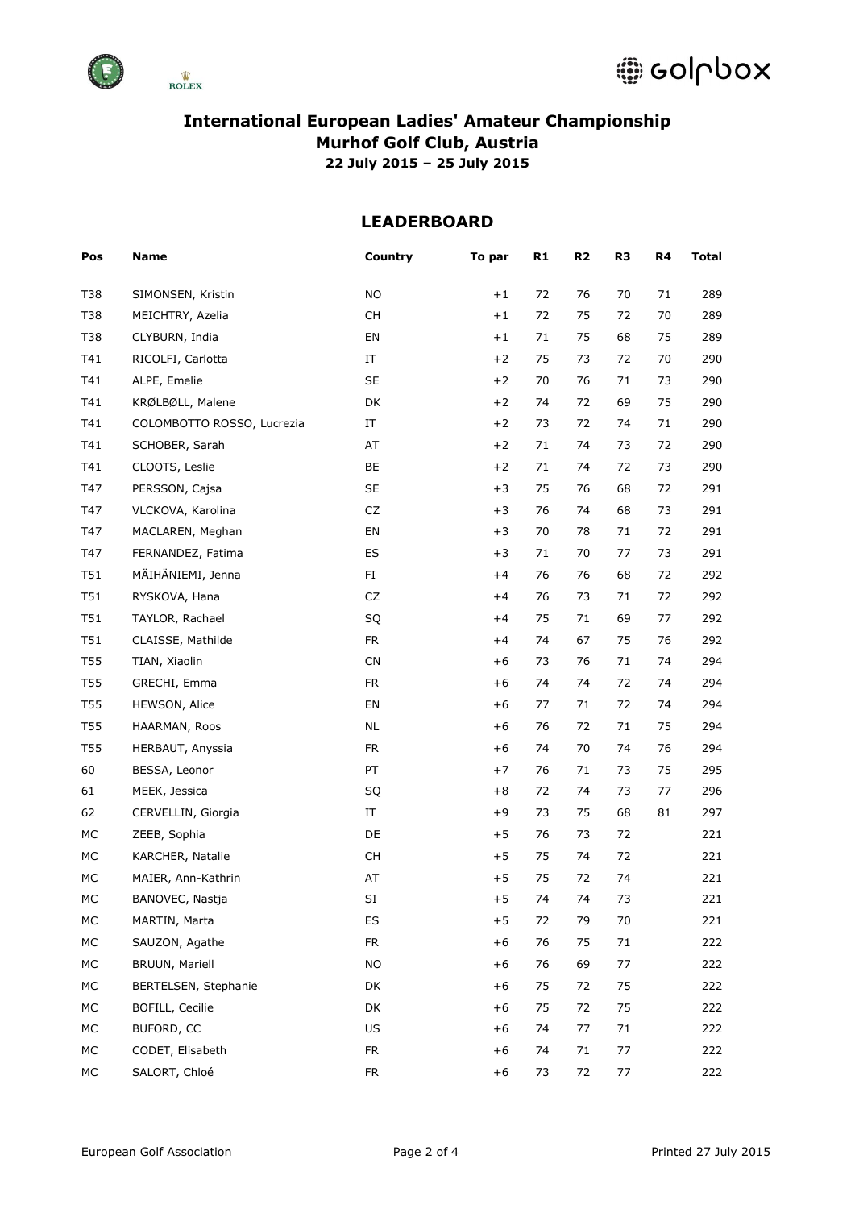## International European Ladies' Amateur Championship
## Murhof Golf Club, Austria
**22 July 2015 – 25 July 2015**

## LEADERBOARD

| Pos | Name | Country | To par | R1 | R2 | R3 | R4 | Total |
|---|---|---|---|---|---|---|---|---|
| T38 | SIMONSEN, Kristin | NO | +1 | 72 | 76 | 70 | 71 | 289 |
| T38 | MEICHTRY, Azelia | CH | +1 | 72 | 75 | 72 | 70 | 289 |
| T38 | CLYBURN, India | EN | +1 | 71 | 75 | 68 | 75 | 289 |
| T41 | RICOLFI, Carlotta | IT | +2 | 75 | 73 | 72 | 70 | 290 |
| T41 | ALPE, Emelie | SE | +2 | 70 | 76 | 71 | 73 | 290 |
| T41 | KRØLBØLL, Malene | DK | +2 | 74 | 72 | 69 | 75 | 290 |
| T41 | COLOMBOTTO ROSSO, Lucrezia | IT | +2 | 73 | 72 | 74 | 71 | 290 |
| T41 | SCHOBER, Sarah | AT | +2 | 71 | 74 | 73 | 72 | 290 |
| T41 | CLOOTS, Leslie | BE | +2 | 71 | 74 | 72 | 73 | 290 |
| T47 | PERSSON, Cajsa | SE | +3 | 75 | 76 | 68 | 72 | 291 |
| T47 | VLCKOVA, Karolina | CZ | +3 | 76 | 74 | 68 | 73 | 291 |
| T47 | MACLAREN, Meghan | EN | +3 | 70 | 78 | 71 | 72 | 291 |
| T47 | FERNANDEZ, Fatima | ES | +3 | 71 | 70 | 77 | 73 | 291 |
| T51 | MÄIHÄNIEMI, Jenna | FI | +4 | 76 | 76 | 68 | 72 | 292 |
| T51 | RYSKOVA, Hana | CZ | +4 | 76 | 73 | 71 | 72 | 292 |
| T51 | TAYLOR, Rachael | SQ | +4 | 75 | 71 | 69 | 77 | 292 |
| T51 | CLAISSE, Mathilde | FR | +4 | 74 | 67 | 75 | 76 | 292 |
| T55 | TIAN, Xiaolin | CN | +6 | 73 | 76 | 71 | 74 | 294 |
| T55 | GRECHI, Emma | FR | +6 | 74 | 74 | 72 | 74 | 294 |
| T55 | HEWSON, Alice | EN | +6 | 77 | 71 | 72 | 74 | 294 |
| T55 | HAARMAN, Roos | NL | +6 | 76 | 72 | 71 | 75 | 294 |
| T55 | HERBAUT, Anyssia | FR | +6 | 74 | 70 | 74 | 76 | 294 |
| 60 | BESSA, Leonor | PT | +7 | 76 | 71 | 73 | 75 | 295 |
| 61 | MEEK, Jessica | SQ | +8 | 72 | 74 | 73 | 77 | 296 |
| 62 | CERVELLIN, Giorgia | IT | +9 | 73 | 75 | 68 | 81 | 297 |
| MC | ZEEB, Sophia | DE | +5 | 76 | 73 | 72 | | 221 |
| MC | KARCHER, Natalie | CH | +5 | 75 | 74 | 72 | | 221 |
| MC | MAIER, Ann-Kathrin | AT | +5 | 75 | 72 | 74 | | 221 |
| MC | BANOVEC, Nastja | SI | +5 | 74 | 74 | 73 | | 221 |
| MC | MARTIN, Marta | ES | +5 | 72 | 79 | 70 | | 221 |
| MC | SAUZON, Agathe | FR | +6 | 76 | 75 | 71 | | 222 |
| MC | BRUUN, Mariell | NO | +6 | 76 | 69 | 77 | | 222 |
| MC | BERTELSEN, Stephanie | DK | +6 | 75 | 72 | 75 | | 222 |
| MC | BOFILL, Cecilie | DK | +6 | 75 | 72 | 75 | | 222 |
| MC | BUFORD, CC | US | +6 | 74 | 77 | 71 | | 222 |
| MC | CODET, Elisabeth | FR | +6 | 74 | 71 | 77 | | 222 |
| MC | SALORT, Chloé | FR | +6 | 73 | 72 | 77 | | 222 |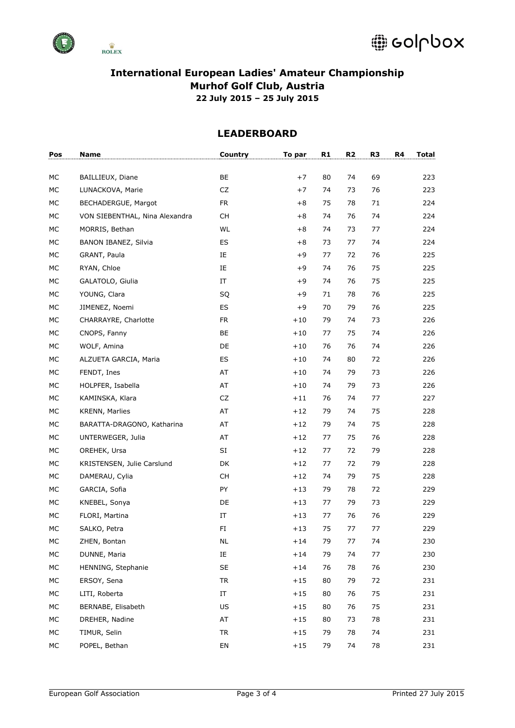# International European Ladies' Amateur Championship
## Murhof Golf Club, Austria
### 22 July 2015 – 25 July 2015

## LEADERBOARD

| Pos | Name | Country | To par | R1 | R2 | R3 | R4 | Total |
|---|---|---|---|---|---|---|---|---|
| MC | BAILLIEUX, Diane | BE | +7 | 80 | 74 | 69 | | 223 |
| MC | LUNACKOVA, Marie | CZ | +7 | 74 | 73 | 76 | | 223 |
| MC | BECHADERGUE, Margot | FR | +8 | 75 | 78 | 71 | | 224 |
| MC | VON SIEBENTHAL, Nina Alexandra | CH | +8 | 74 | 76 | 74 | | 224 |
| MC | MORRIS, Bethan | WL | +8 | 74 | 73 | 77 | | 224 |
| MC | BANON IBANEZ, Silvia | ES | +8 | 73 | 77 | 74 | | 224 |
| MC | GRANT, Paula | IE | +9 | 77 | 72 | 76 | | 225 |
| MC | RYAN, Chloe | IE | +9 | 74 | 76 | 75 | | 225 |
| MC | GALATOLO, Giulia | IT | +9 | 74 | 76 | 75 | | 225 |
| MC | YOUNG, Clara | SQ | +9 | 71 | 78 | 76 | | 225 |
| MC | JIMENEZ, Noemi | ES | +9 | 70 | 79 | 76 | | 225 |
| MC | CHARRAYRE, Charlotte | FR | +10 | 79 | 74 | 73 | | 226 |
| MC | CNOPS, Fanny | BE | +10 | 77 | 75 | 74 | | 226 |
| MC | WOLF, Amina | DE | +10 | 76 | 76 | 74 | | 226 |
| MC | ALZUETA GARCIA, Maria | ES | +10 | 74 | 80 | 72 | | 226 |
| MC | FENDT, Ines | AT | +10 | 74 | 79 | 73 | | 226 |
| MC | HOLPFER, Isabella | AT | +10 | 74 | 79 | 73 | | 226 |
| MC | KAMINSKA, Klara | CZ | +11 | 76 | 74 | 77 | | 227 |
| MC | KRENN, Marlies | AT | +12 | 79 | 74 | 75 | | 228 |
| MC | BARATTA-DRAGONO, Katharina | AT | +12 | 79 | 74 | 75 | | 228 |
| MC | UNTERWEGER, Julia | AT | +12 | 77 | 75 | 76 | | 228 |
| MC | OREHEK, Ursa | SI | +12 | 77 | 72 | 79 | | 228 |
| MC | KRISTENSEN, Julie Carslund | DK | +12 | 77 | 72 | 79 | | 228 |
| MC | DAMERAU, Cylia | CH | +12 | 74 | 79 | 75 | | 228 |
| MC | GARCIA, Sofia | PY | +13 | 79 | 78 | 72 | | 229 |
| MC | KNEBEL, Sonya | DE | +13 | 77 | 79 | 73 | | 229 |
| MC | FLORI, Martina | IT | +13 | 77 | 76 | 76 | | 229 |
| MC | SALKO, Petra | FI | +13 | 75 | 77 | 77 | | 229 |
| MC | ZHEN, Bontan | NL | +14 | 79 | 77 | 74 | | 230 |
| MC | DUNNE, Maria | IE | +14 | 79 | 74 | 77 | | 230 |
| MC | HENNING, Stephanie | SE | +14 | 76 | 78 | 76 | | 230 |
| MC | ERSOY, Sena | TR | +15 | 80 | 79 | 72 | | 231 |
| MC | LITI, Roberta | IT | +15 | 80 | 76 | 75 | | 231 |
| MC | BERNABE, Elisabeth | US | +15 | 80 | 76 | 75 | | 231 |
| MC | DREHER, Nadine | AT | +15 | 80 | 73 | 78 | | 231 |
| MC | TIMUR, Selin | TR | +15 | 79 | 78 | 74 | | 231 |
| MC | POPEL, Bethan | EN | +15 | 79 | 74 | 78 | | 231 |

European Golf Association

Printed 27 July 2015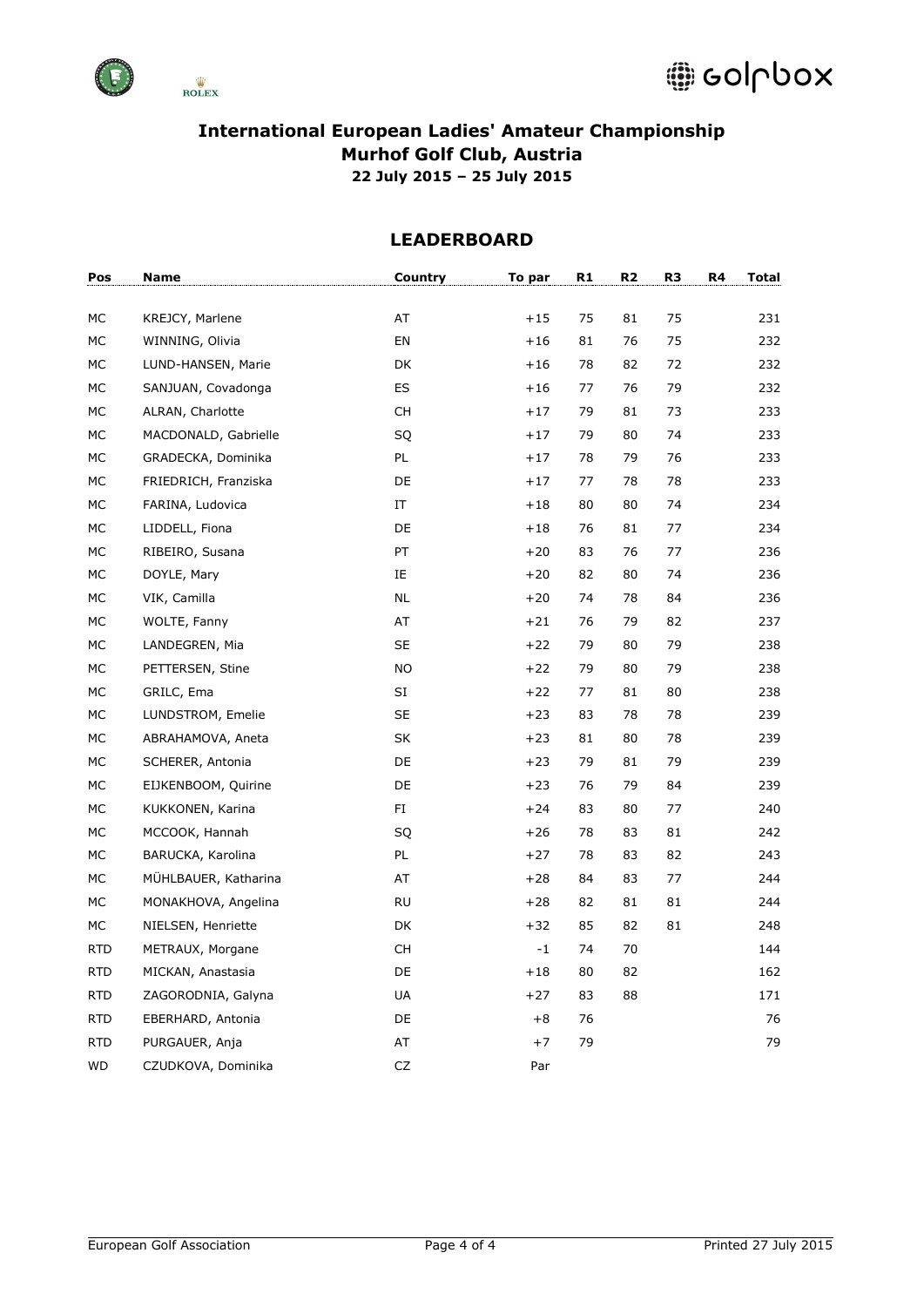## International European Ladies' Amateur Championship
## Murhof Golf Club, Austria
**22 July 2015 – 25 July 2015**

## LEADERBOARD

| Pos | Name | Country | To par | R1 | R2 | R3 | R4 | Total |
|---|---|---|---|---|---|---|---|---|
| MC | KREJCY, Marlene | AT | +15 | 75 | 81 | 75 | | 231 |
| MC | WINNING, Olivia | EN | +16 | 81 | 76 | 75 | | 232 |
| MC | LUND-HANSEN, Marie | DK | +16 | 78 | 82 | 72 | | 232 |
| MC | SANJUAN, Covadonga | ES | +16 | 77 | 76 | 79 | | 232 |
| MC | ALRAN, Charlotte | CH | +17 | 79 | 81 | 73 | | 233 |
| MC | MACDONALD, Gabrielle | SQ | +17 | 79 | 80 | 74 | | 233 |
| MC | GRADECKA, Dominika | PL | +17 | 78 | 79 | 76 | | 233 |
| MC | FRIEDRICH, Franziska | DE | +17 | 77 | 78 | 78 | | 233 |
| MC | FARINA, Ludovica | IT | +18 | 80 | 80 | 74 | | 234 |
| MC | LIDDELL, Fiona | DE | +18 | 76 | 81 | 77 | | 234 |
| MC | RIBEIRO, Susana | PT | +20 | 83 | 76 | 77 | | 236 |
| MC | DOYLE, Mary | IE | +20 | 82 | 80 | 74 | | 236 |
| MC | VIK, Camilla | NL | +20 | 74 | 78 | 84 | | 236 |
| MC | WOLTE, Fanny | AT | +21 | 76 | 79 | 82 | | 237 |
| MC | LANDEGREN, Mia | SE | +22 | 79 | 80 | 79 | | 238 |
| MC | PETTERSEN, Stine | NO | +22 | 79 | 80 | 79 | | 238 |
| MC | GRILC, Ema | SI | +22 | 77 | 81 | 80 | | 238 |
| MC | LUNDSTROM, Emelie | SE | +23 | 83 | 78 | 78 | | 239 |
| MC | ABRAHAMOVA, Aneta | SK | +23 | 81 | 80 | 78 | | 239 |
| MC | SCHERER, Antonia | DE | +23 | 79 | 81 | 79 | | 239 |
| MC | EIJKENBOOM, Quirine | DE | +23 | 76 | 79 | 84 | | 239 |
| MC | KUKKONEN, Karina | FI | +24 | 83 | 80 | 77 | | 240 |
| MC | MCCOOK, Hannah | SQ | +26 | 78 | 83 | 81 | | 242 |
| MC | BARUCKA, Karolina | PL | +27 | 78 | 83 | 82 | | 243 |
| MC | MÜHLBAUER, Katharina | AT | +28 | 84 | 83 | 77 | | 244 |
| MC | MONAKHOVA, Angelina | RU | +28 | 82 | 81 | 81 | | 244 |
| MC | NIELSEN, Henriette | DK | +32 | 85 | 82 | 81 | | 248 |
| RTD | METRAUX, Morgane | CH | -1 | 74 | 70 | | | 144 |
| RTD | MICKAN, Anastasia | DE | +18 | 80 | 82 | | | 162 |
| RTD | ZAGORODNIA, Galyna | UA | +27 | 83 | 88 | | | 171 |
| RTD | EBERHARD, Antonia | DE | +8 | 76 | | | | 76 |
| RTD | PURGAUER, Anja | AT | +7 | 79 | | | | 79 |
| WD | CZUDKOVA, Dominika | CZ | Par | | | | | |

European Golf Association | Printed 27 July 2015